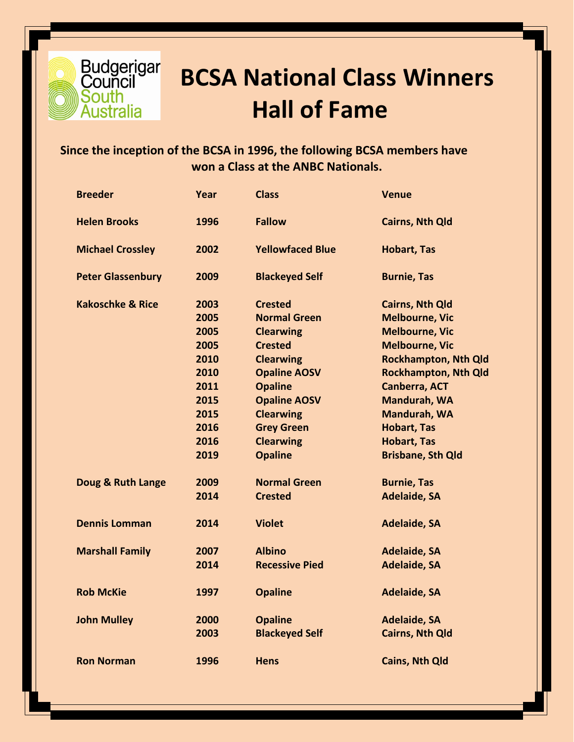# BCSA National Class Winners Hall of Fame

**Since the inception of the BCSA in 1996, the following BCSA members have won a Class at the ANBC Nationals.**

| Breeder | Year | Class | Venue |
|---|---|---|---|
| Helen Brooks | 1996 | Fallow | Cairns, Nth Qld |
| Michael Crossley | 2002 | Yellowfaced Blue | Hobart, Tas |
| Peter Glassenbury | 2009 | Blackeyed Self | Burnie, Tas |
| Kakoschke & Rice | 2003 | Crested | Cairns, Nth Qld |
| | 2005 | Normal Green | Melbourne, Vic |
| | 2005 | Clearwing | Melbourne, Vic |
| | 2005 | Crested | Melbourne, Vic |
| | 2010 | Clearwing | Rockhampton, Nth Qld |
| | 2010 | Opaline AOSV | Rockhampton, Nth Qld |
| | 2011 | Opaline | Canberra, ACT |
| | 2015 | Opaline AOSV | Mandurah, WA |
| | 2015 | Clearwing | Mandurah, WA |
| | 2016 | Grey Green | Hobart, Tas |
| | 2016 | Clearwing | Hobart, Tas |
| | 2019 | Opaline | Brisbane, Sth Qld |
| Doug & Ruth Lange | 2009 | Normal Green | Burnie, Tas |
| | 2014 | Crested | Adelaide, SA |
| Dennis Lomman | 2014 | Violet | Adelaide, SA |
| Marshall Family | 2007 | Albino | Adelaide, SA |
| | 2014 | Recessive Pied | Adelaide, SA |
| Rob McKie | 1997 | Opaline | Adelaide, SA |
| John Mulley | 2000 | Opaline | Adelaide, SA |
| | 2003 | Blackeyed Self | Cairns, Nth Qld |
| Ron Norman | 1996 | Hens | Cains, Nth Qld |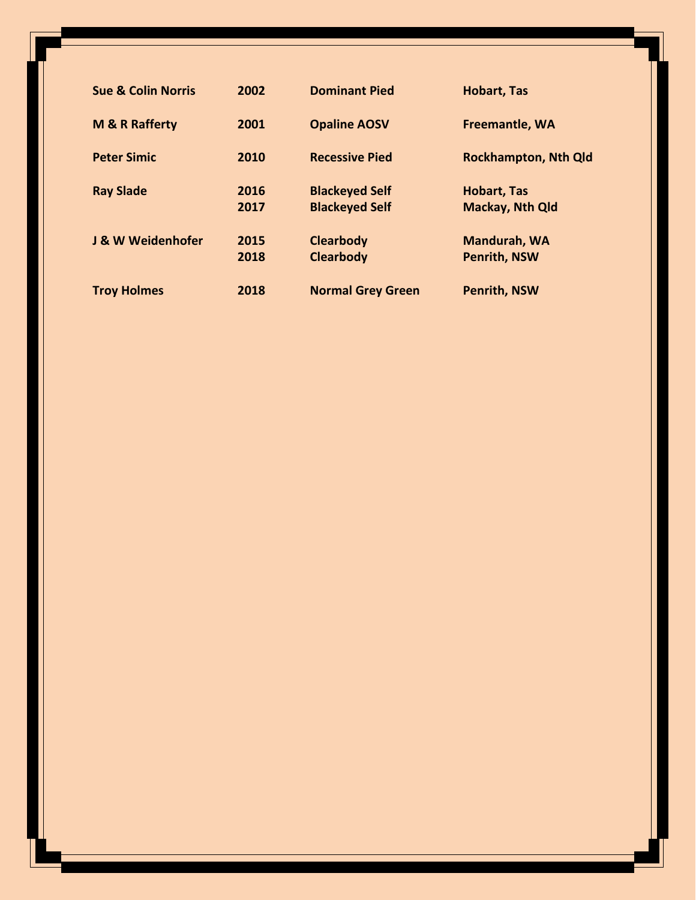| | | | |
|---|---|---|---|
| **Sue & Colin Norris** | **2002** | **Dominant Pied** | **Hobart, Tas** |
| **M & R Rafferty** | **2001** | **Opaline AOSV** | **Freemantle, WA** |
| **Peter Simic** | **2010** | **Recessive Pied** | **Rockhampton, Nth Qld** |
| **Ray Slade** | **2016** | **Blackeyed Self** | **Hobart, Tas** |
| | **2017** | **Blackeyed Self** | **Mackay, Nth Qld** |
| **J & W Weidenhofer** | **2015** | **Clearbody** | **Mandurah, WA** |
| | **2018** | **Clearbody** | **Penrith, NSW** |
| **Troy Holmes** | **2018** | **Normal Grey Green** | **Penrith, NSW** |